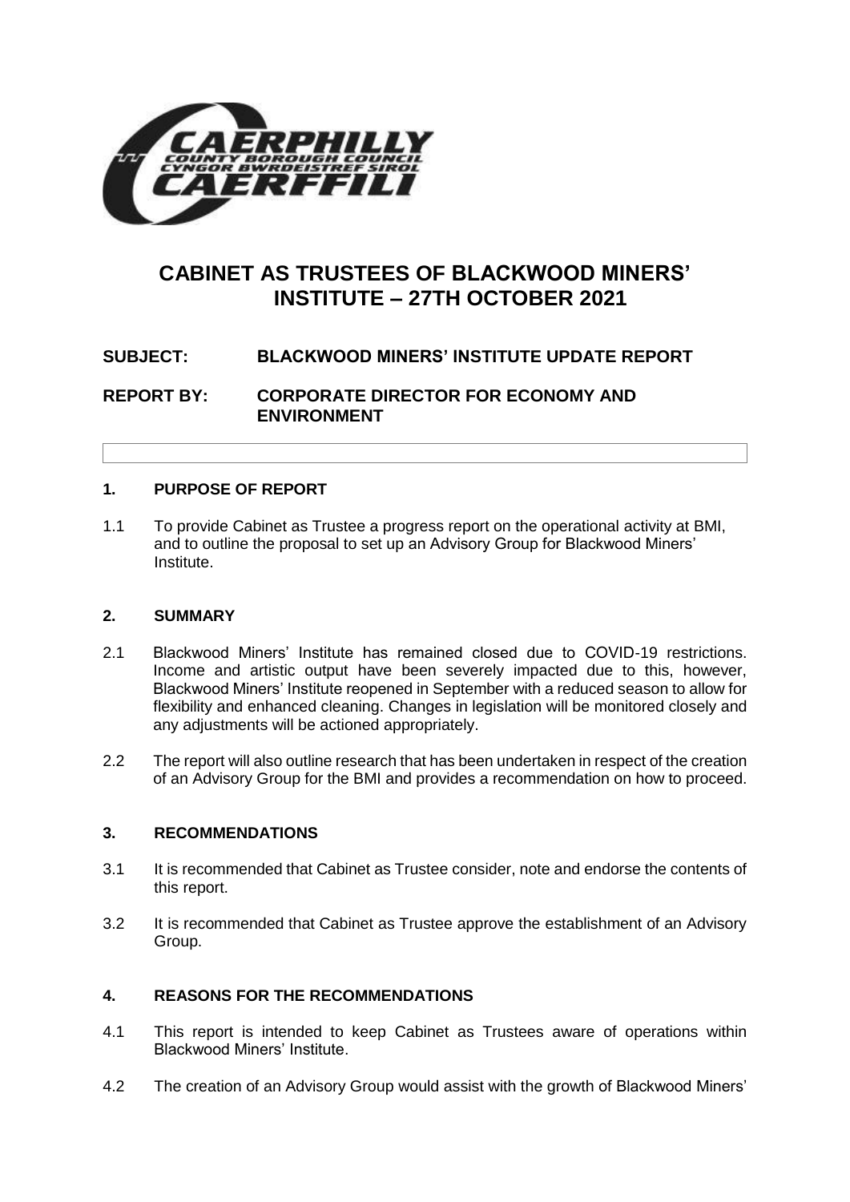# CABINET AS TRUSTEES OF BLACKWOOD MINERS' INSTITUTE – 27TH OCTOBER 2021

**SUBJECT: BLACKWOOD MINERS' INSTITUTE UPDATE REPORT**

**REPORT BY: CORPORATE DIRECTOR FOR ECONOMY AND ENVIRONMENT**

## 1. PURPOSE OF REPORT

1.1 To provide Cabinet as Trustee a progress report on the operational activity at BMI, and to outline the proposal to set up an Advisory Group for Blackwood Miners' Institute.

## 2. SUMMARY

2.1 Blackwood Miners' Institute has remained closed due to COVID-19 restrictions. Income and artistic output have been severely impacted due to this, however, Blackwood Miners' Institute reopened in September with a reduced season to allow for flexibility and enhanced cleaning. Changes in legislation will be monitored closely and any adjustments will be actioned appropriately.

2.2 The report will also outline research that has been undertaken in respect of the creation of an Advisory Group for the BMI and provides a recommendation on how to proceed.

## 3. RECOMMENDATIONS

3.1 It is recommended that Cabinet as Trustee consider, note and endorse the contents of this report.

3.2 It is recommended that Cabinet as Trustee approve the establishment of an Advisory Group.

## 4. REASONS FOR THE RECOMMENDATIONS

4.1 This report is intended to keep Cabinet as Trustees aware of operations within Blackwood Miners' Institute.

4.2 The creation of an Advisory Group would assist with the growth of Blackwood Miners'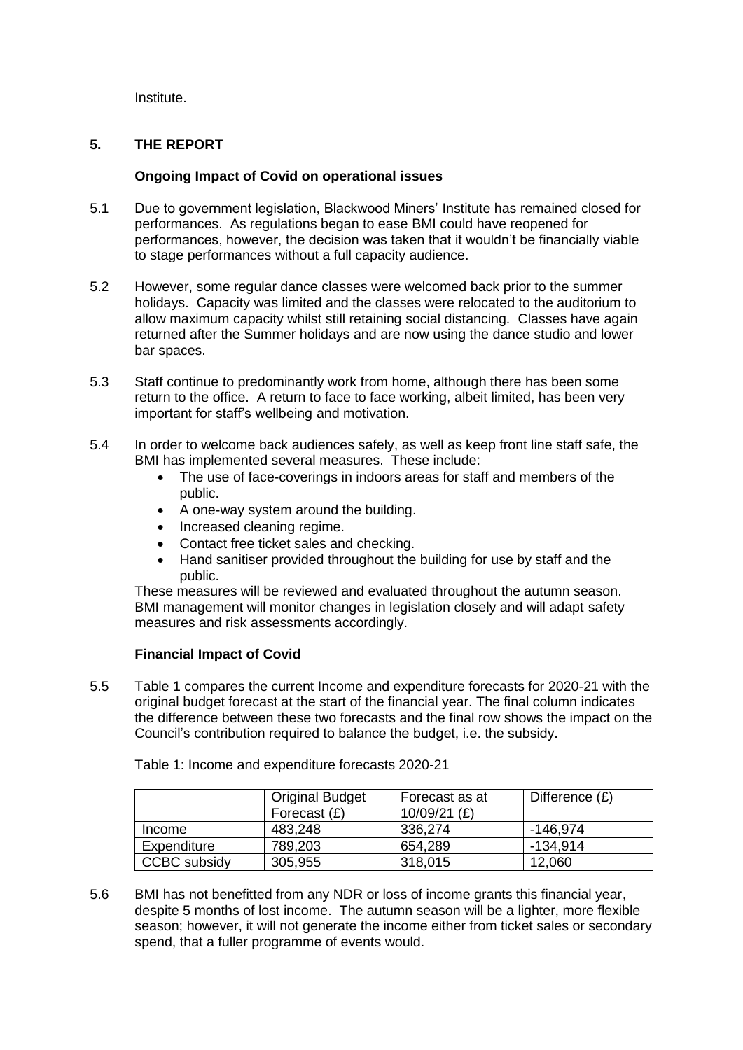Institute.

## 5. THE REPORT

### Ongoing Impact of Covid on operational issues

5.1 Due to government legislation, Blackwood Miners' Institute has remained closed for performances. As regulations began to ease BMI could have reopened for performances, however, the decision was taken that it wouldn't be financially viable to stage performances without a full capacity audience.

5.2 However, some regular dance classes were welcomed back prior to the summer holidays. Capacity was limited and the classes were relocated to the auditorium to allow maximum capacity whilst still retaining social distancing. Classes have again returned after the Summer holidays and are now using the dance studio and lower bar spaces.

5.3 Staff continue to predominantly work from home, although there has been some return to the office. A return to face to face working, albeit limited, has been very important for staff's wellbeing and motivation.

5.4 In order to welcome back audiences safely, as well as keep front line staff safe, the BMI has implemented several measures. These include:

- The use of face-coverings in indoors areas for staff and members of the public.
- A one-way system around the building.
- Increased cleaning regime.
- Contact free ticket sales and checking.
- Hand sanitiser provided throughout the building for use by staff and the public.

These measures will be reviewed and evaluated throughout the autumn season. BMI management will monitor changes in legislation closely and will adapt safety measures and risk assessments accordingly.

### Financial Impact of Covid

5.5 Table 1 compares the current Income and expenditure forecasts for 2020-21 with the original budget forecast at the start of the financial year. The final column indicates the difference between these two forecasts and the final row shows the impact on the Council's contribution required to balance the budget, i.e. the subsidy.

Table 1: Income and expenditure forecasts 2020-21

| | Original Budget Forecast (£) | Forecast as at 10/09/21 (£) | Difference (£) |
|---|---|---|---|
| Income | 483,248 | 336,274 | -146,974 |
| Expenditure | 789,203 | 654,289 | -134,914 |
| CCBC subsidy | 305,955 | 318,015 | 12,060 |

5.6 BMI has not benefitted from any NDR or loss of income grants this financial year, despite 5 months of lost income. The autumn season will be a lighter, more flexible season; however, it will not generate the income either from ticket sales or secondary spend, that a fuller programme of events would.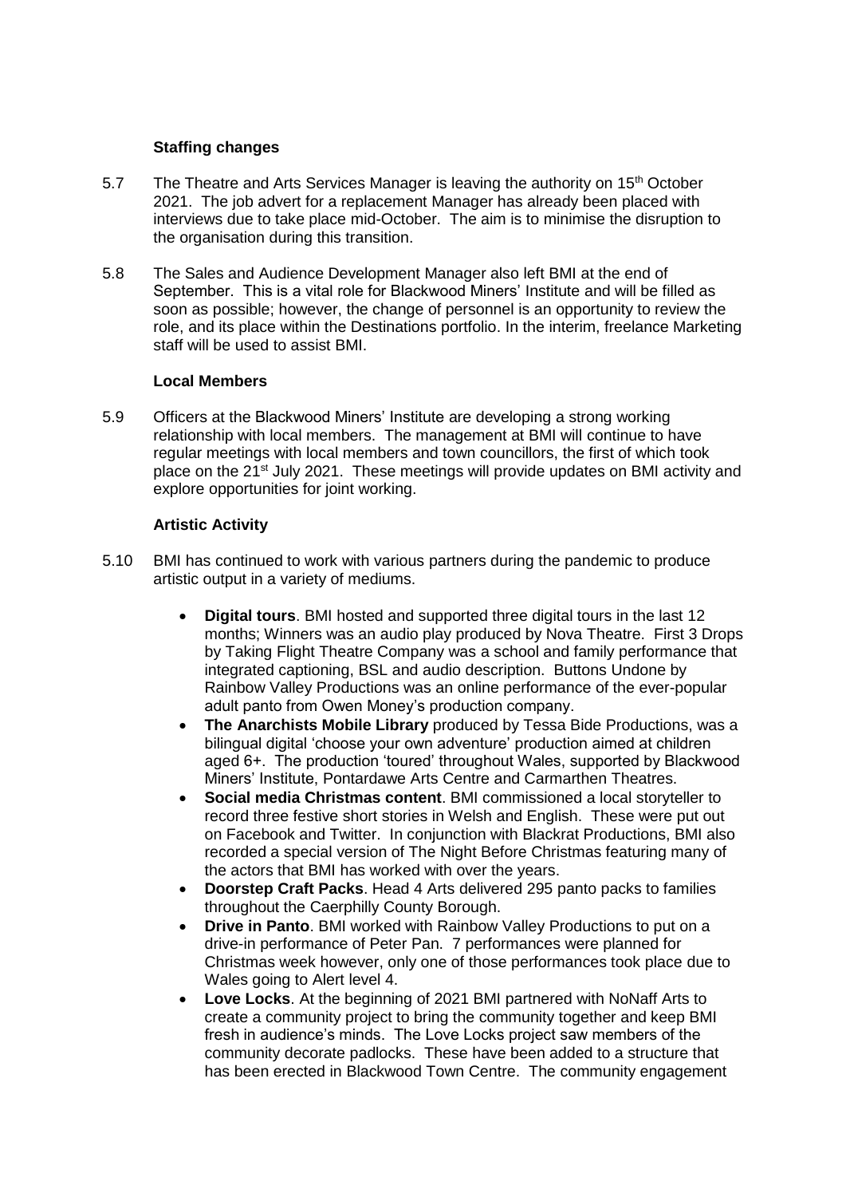**Staffing changes**

5.7 The Theatre and Arts Services Manager is leaving the authority on 15th October 2021. The job advert for a replacement Manager has already been placed with interviews due to take place mid-October. The aim is to minimise the disruption to the organisation during this transition.

5.8 The Sales and Audience Development Manager also left BMI at the end of September. This is a vital role for Blackwood Miners' Institute and will be filled as soon as possible; however, the change of personnel is an opportunity to review the role, and its place within the Destinations portfolio. In the interim, freelance Marketing staff will be used to assist BMI.

**Local Members**

5.9 Officers at the Blackwood Miners' Institute are developing a strong working relationship with local members. The management at BMI will continue to have regular meetings with local members and town councillors, the first of which took place on the 21st July 2021. These meetings will provide updates on BMI activity and explore opportunities for joint working.

**Artistic Activity**

5.10 BMI has continued to work with various partners during the pandemic to produce artistic output in a variety of mediums.

- **Digital tours**. BMI hosted and supported three digital tours in the last 12 months; Winners was an audio play produced by Nova Theatre. First 3 Drops by Taking Flight Theatre Company was a school and family performance that integrated captioning, BSL and audio description. Buttons Undone by Rainbow Valley Productions was an online performance of the ever-popular adult panto from Owen Money's production company.
- **The Anarchists Mobile Library** produced by Tessa Bide Productions, was a bilingual digital 'choose your own adventure' production aimed at children aged 6+. The production 'toured' throughout Wales, supported by Blackwood Miners' Institute, Pontardawe Arts Centre and Carmarthen Theatres.
- **Social media Christmas content**. BMI commissioned a local storyteller to record three festive short stories in Welsh and English. These were put out on Facebook and Twitter. In conjunction with Blackrat Productions, BMI also recorded a special version of The Night Before Christmas featuring many of the actors that BMI has worked with over the years.
- **Doorstep Craft Packs**. Head 4 Arts delivered 295 panto packs to families throughout the Caerphilly County Borough.
- **Drive in Panto**. BMI worked with Rainbow Valley Productions to put on a drive-in performance of Peter Pan. 7 performances were planned for Christmas week however, only one of those performances took place due to Wales going to Alert level 4.
- **Love Locks**. At the beginning of 2021 BMI partnered with NoNaff Arts to create a community project to bring the community together and keep BMI fresh in audience's minds. The Love Locks project saw members of the community decorate padlocks. These have been added to a structure that has been erected in Blackwood Town Centre. The community engagement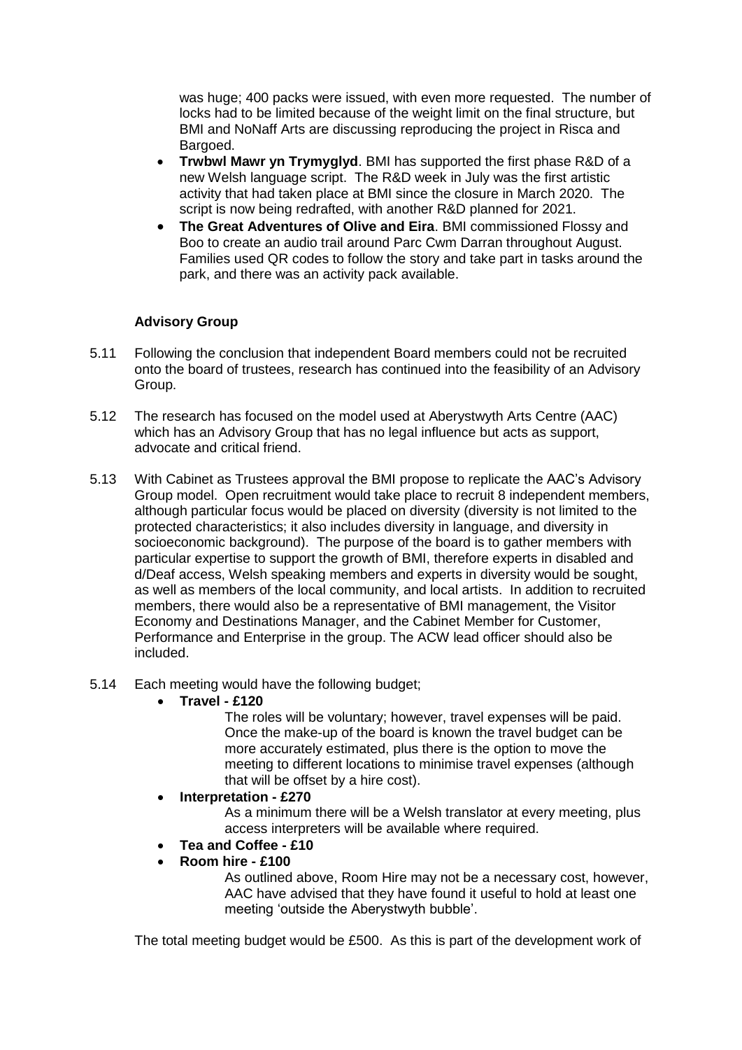was huge; 400 packs were issued, with even more requested. The number of locks had to be limited because of the weight limit on the final structure, but BMI and NoNaff Arts are discussing reproducing the project in Risca and Bargoed.

- **Trwbwl Mawr yn Trymyglyd**. BMI has supported the first phase R&D of a new Welsh language script. The R&D week in July was the first artistic activity that had taken place at BMI since the closure in March 2020. The script is now being redrafted, with another R&D planned for 2021.
- **The Great Adventures of Olive and Eira**. BMI commissioned Flossy and Boo to create an audio trail around Parc Cwm Darran throughout August. Families used QR codes to follow the story and take part in tasks around the park, and there was an activity pack available.

**Advisory Group**

5.11 Following the conclusion that independent Board members could not be recruited onto the board of trustees, research has continued into the feasibility of an Advisory Group.

5.12 The research has focused on the model used at Aberystwyth Arts Centre (AAC) which has an Advisory Group that has no legal influence but acts as support, advocate and critical friend.

5.13 With Cabinet as Trustees approval the BMI propose to replicate the AAC's Advisory Group model. Open recruitment would take place to recruit 8 independent members, although particular focus would be placed on diversity (diversity is not limited to the protected characteristics; it also includes diversity in language, and diversity in socioeconomic background). The purpose of the board is to gather members with particular expertise to support the growth of BMI, therefore experts in disabled and d/Deaf access, Welsh speaking members and experts in diversity would be sought, as well as members of the local community, and local artists. In addition to recruited members, there would also be a representative of BMI management, the Visitor Economy and Destinations Manager, and the Cabinet Member for Customer, Performance and Enterprise in the group. The ACW lead officer should also be included.

5.14 Each meeting would have the following budget;

- **Travel - £120**

  The roles will be voluntary; however, travel expenses will be paid. Once the make-up of the board is known the travel budget can be more accurately estimated, plus there is the option to move the meeting to different locations to minimise travel expenses (although that will be offset by a hire cost).

- **Interpretation - £270**

  As a minimum there will be a Welsh translator at every meeting, plus access interpreters will be available where required.

- **Tea and Coffee - £10**
- **Room hire - £100**

  As outlined above, Room Hire may not be a necessary cost, however, AAC have advised that they have found it useful to hold at least one meeting 'outside the Aberystwyth bubble'.

The total meeting budget would be £500. As this is part of the development work of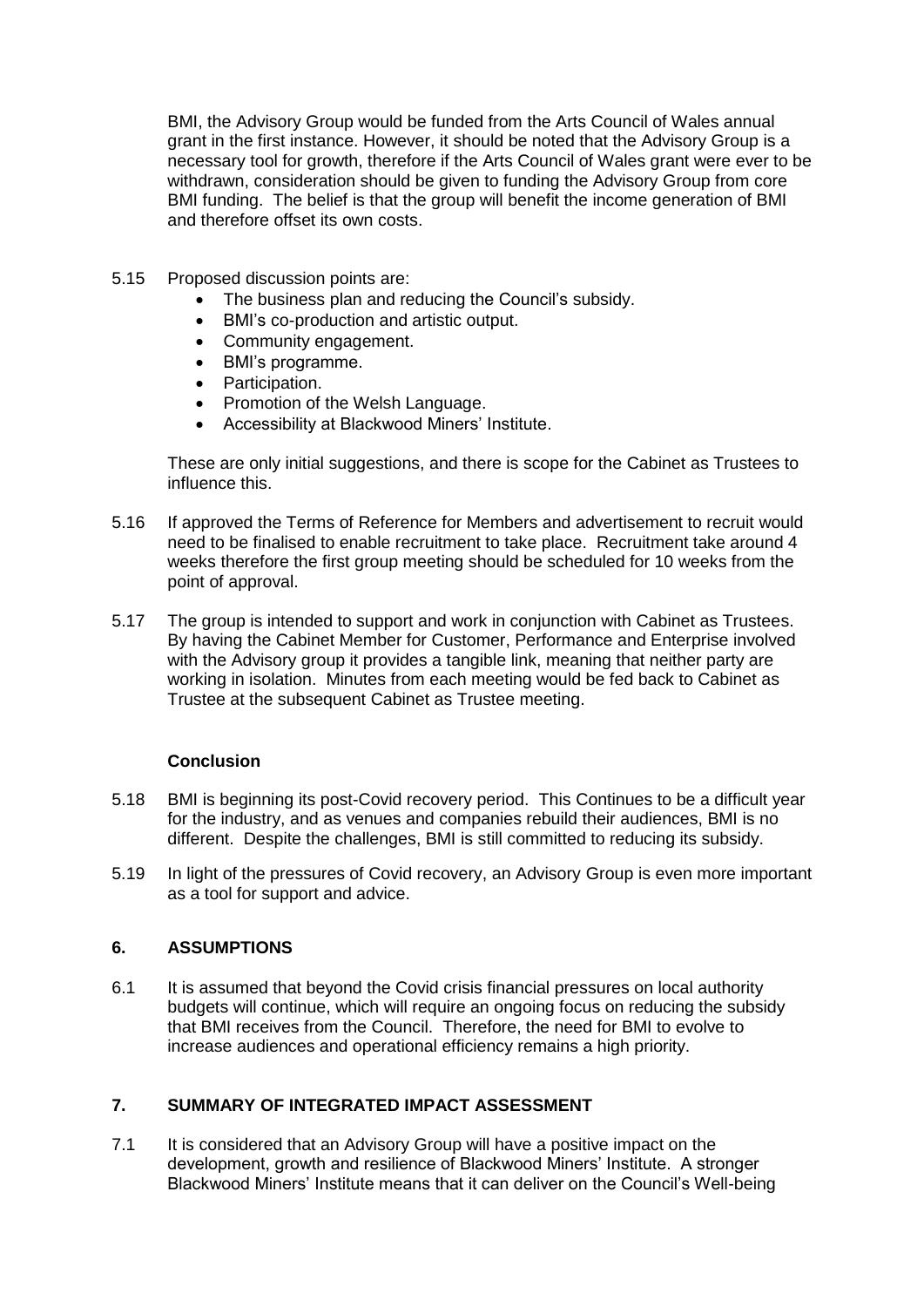BMI, the Advisory Group would be funded from the Arts Council of Wales annual grant in the first instance. However, it should be noted that the Advisory Group is a necessary tool for growth, therefore if the Arts Council of Wales grant were ever to be withdrawn, consideration should be given to funding the Advisory Group from core BMI funding. The belief is that the group will benefit the income generation of BMI and therefore offset its own costs.

5.15 Proposed discussion points are:

- The business plan and reducing the Council's subsidy.
- BMI's co-production and artistic output.
- Community engagement.
- BMI's programme.
- Participation.
- Promotion of the Welsh Language.
- Accessibility at Blackwood Miners' Institute.

These are only initial suggestions, and there is scope for the Cabinet as Trustees to influence this.

5.16 If approved the Terms of Reference for Members and advertisement to recruit would need to be finalised to enable recruitment to take place. Recruitment take around 4 weeks therefore the first group meeting should be scheduled for 10 weeks from the point of approval.

5.17 The group is intended to support and work in conjunction with Cabinet as Trustees. By having the Cabinet Member for Customer, Performance and Enterprise involved with the Advisory group it provides a tangible link, meaning that neither party are working in isolation. Minutes from each meeting would be fed back to Cabinet as Trustee at the subsequent Cabinet as Trustee meeting.

**Conclusion**

5.18 BMI is beginning its post-Covid recovery period. This Continues to be a difficult year for the industry, and as venues and companies rebuild their audiences, BMI is no different. Despite the challenges, BMI is still committed to reducing its subsidy.

5.19 In light of the pressures of Covid recovery, an Advisory Group is even more important as a tool for support and advice.

## 6. ASSUMPTIONS

6.1 It is assumed that beyond the Covid crisis financial pressures on local authority budgets will continue, which will require an ongoing focus on reducing the subsidy that BMI receives from the Council. Therefore, the need for BMI to evolve to increase audiences and operational efficiency remains a high priority.

## 7. SUMMARY OF INTEGRATED IMPACT ASSESSMENT

7.1 It is considered that an Advisory Group will have a positive impact on the development, growth and resilience of Blackwood Miners' Institute. A stronger Blackwood Miners' Institute means that it can deliver on the Council's Well-being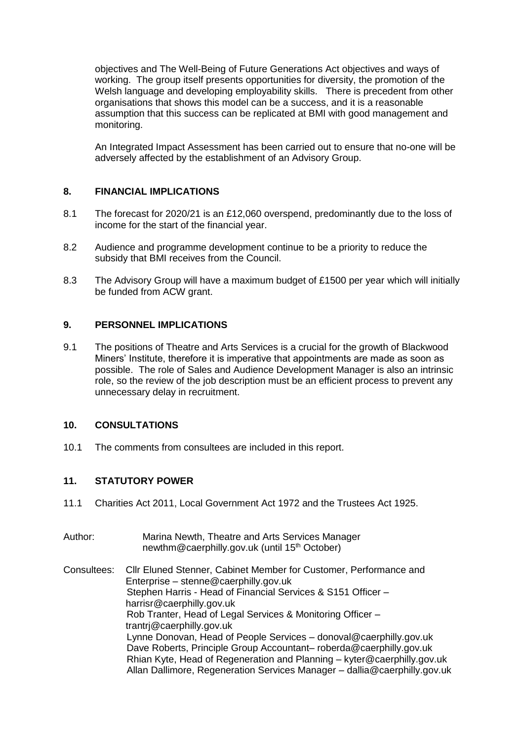objectives and The Well-Being of Future Generations Act objectives and ways of working. The group itself presents opportunities for diversity, the promotion of the Welsh language and developing employability skills. There is precedent from other organisations that shows this model can be a success, and it is a reasonable assumption that this success can be replicated at BMI with good management and monitoring.

An Integrated Impact Assessment has been carried out to ensure that no-one will be adversely affected by the establishment of an Advisory Group.

## 8. FINANCIAL IMPLICATIONS

8.1 The forecast for 2020/21 is an £12,060 overspend, predominantly due to the loss of income for the start of the financial year.

8.2 Audience and programme development continue to be a priority to reduce the subsidy that BMI receives from the Council.

8.3 The Advisory Group will have a maximum budget of £1500 per year which will initially be funded from ACW grant.

## 9. PERSONNEL IMPLICATIONS

9.1 The positions of Theatre and Arts Services is a crucial for the growth of Blackwood Miners' Institute, therefore it is imperative that appointments are made as soon as possible. The role of Sales and Audience Development Manager is also an intrinsic role, so the review of the job description must be an efficient process to prevent any unnecessary delay in recruitment.

## 10. CONSULTATIONS

10.1 The comments from consultees are included in this report.

## 11. STATUTORY POWER

11.1 Charities Act 2011, Local Government Act 1972 and the Trustees Act 1925.

Author: Marina Newth, Theatre and Arts Services Manager
newthm@caerphilly.gov.uk (until 15th October)

Consultees: Cllr Eluned Stenner, Cabinet Member for Customer, Performance and Enterprise – stenne@caerphilly.gov.uk
Stephen Harris - Head of Financial Services & S151 Officer – harrisr@caerphilly.gov.uk
Rob Tranter, Head of Legal Services & Monitoring Officer – trantrj@caerphilly.gov.uk
Lynne Donovan, Head of People Services – donoval@caerphilly.gov.uk
Dave Roberts, Principle Group Accountant– roberda@caerphilly.gov.uk
Rhian Kyte, Head of Regeneration and Planning – kyter@caerphilly.gov.uk
Allan Dallimore, Regeneration Services Manager – dallia@caerphilly.gov.uk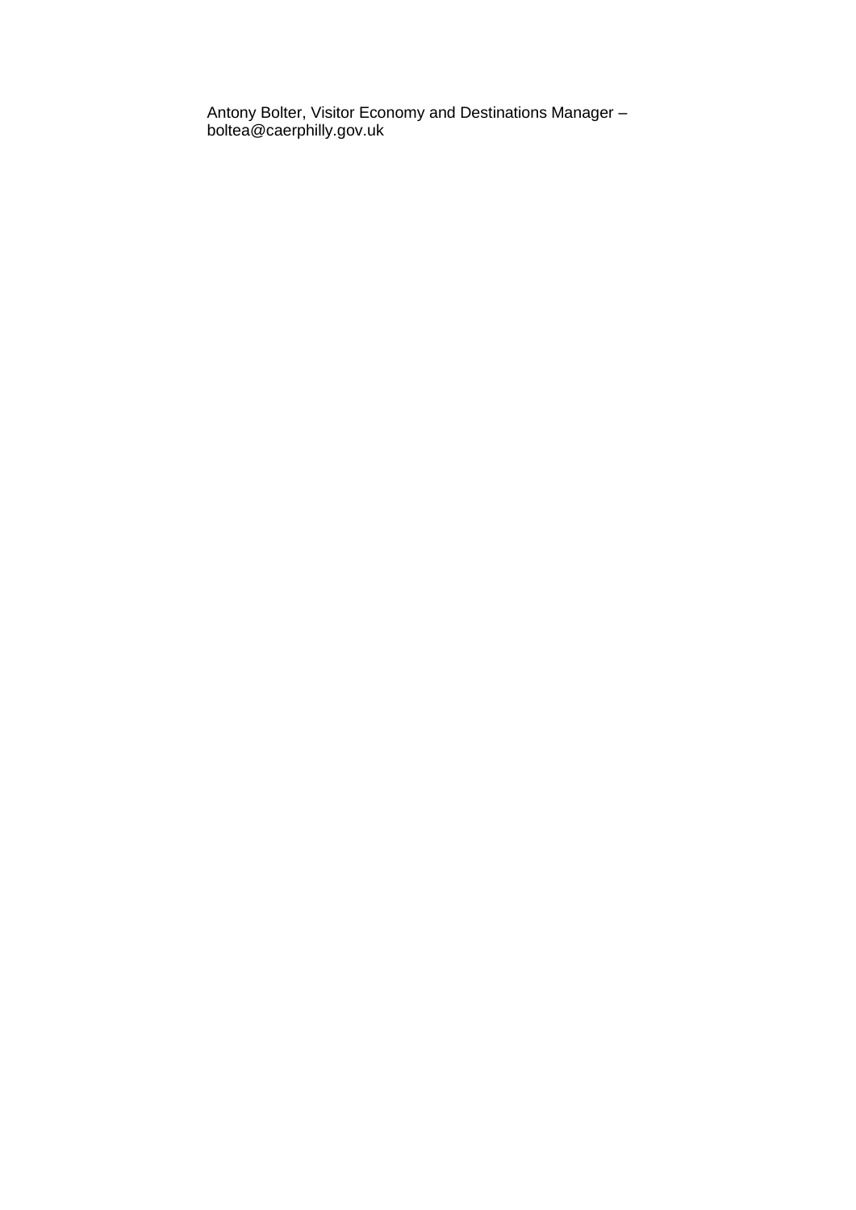Antony Bolter, Visitor Economy and Destinations Manager – boltea@caerphilly.gov.uk